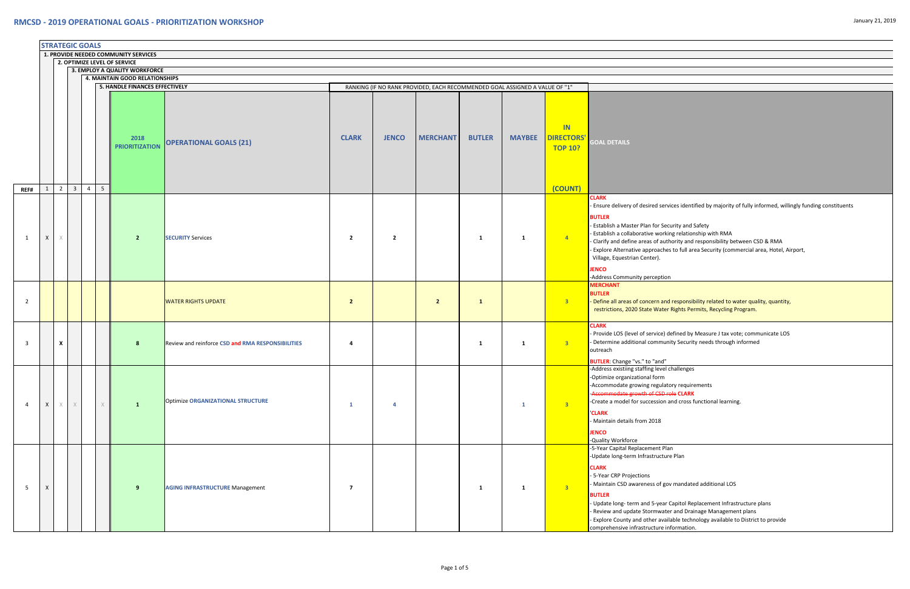# RMCSD - 2019 OPERATIONAL GOALS - PRIORITIZATION WORKSHOP

January 21, 2019

**STRATEGIC GOALS**

1. PROVIDE NEEDED COMMUNITY SERVICES
2. OPTIMIZE LEVEL OF SERVICE
3. EMPLOY A QUALITY WORKFORCE
4. MAINTAIN GOOD RELATIONSHIPS
5. HANDLE FINANCES EFFECTIVELY

RANKING (IF NO RANK PROVIDED, EACH RECOMMENDED GOAL ASSIGNED A VALUE OF "1"

| REF# | 1 | 2 | 3 | 4 | 5 | 2018 PRIORITIZATION | OPERATIONAL GOALS (21) | CLARK | JENCO | MERCHANT | BUTLER | MAYBEE | IN DIRECTORS' TOP 10? (COUNT) | GOAL DETAILS |
|---|---|---|---|---|---|---|---|---|---|---|---|---|---|---|
| 1 | X | X | | | | 2 | **SECURITY** Services | 2 | 2 | | 1 | 1 | 4 | **CLARK**<br>- Ensure delivery of desired services identified by majority of fully informed, willingly funding constituents<br>**BUTLER**<br>- Establish a Master Plan for Security and Safety<br>- Establish a collaborative working relationship with RMA<br>- Clarify and define areas of authority and responsibility between CSD & RMA<br>- Explore Alternative approaches to full area Security (commercial area, Hotel, Airport, Village, Equestrian Center).<br>**JENCO**<br>-Address Community perception |
| 2 | | | | | | | WATER RIGHTS UPDATE | 2 | | 2 | 1 | | 3 | **MERCHANT**<br>**BUTLER**<br>- Define all areas of concern and responsibility related to water quality, quantity, restrictions, 2020 State Water Rights Permits, Recycling Program. |
| 3 | | X | | | | 8 | Review and reinforce **CSD and RMA RESPONSIBILITIES** | 4 | | | 1 | 1 | 3 | **CLARK**<br>- Provide LOS (level of service) defined by Measure J tax vote; communicate LOS<br>- Determine additional community Security needs through informed outreach<br>**BUTLER**: Change "vs." to "and" |
| 4 | X | X | X | | X | 1 | Optimize **ORGANIZATIONAL STRUCTURE** | 1 | 4 | | | 1 | 3 | -Address existiing staffing level challenges<br>-Optimize organizational form<br>-Accommodate growing regulatory requirements<br>~~-Accommodate growth of CSD role~~ **CLARK**<br>-Create a model for succession and cross functional learning.<br>**'CLARK**<br>- Maintain details from 2018<br>**JENCO**<br>-Quality Workforce |
| 5 | X | | | | | 9 | **AGING INFRASTRUCTURE** Management | 7 | | | 1 | 1 | 3 | -5-Year Capital Replacement Plan<br>-Update long-term Infrastructure Plan<br>**CLARK**<br>- 5-Year CRP Projections<br>- Maintain CSD awareness of gov mandated additional LOS<br>**BUTLER**<br>- Update long- term and 5-year Capitol Replacement Infrastructure plans<br>- Review and update Stormwater and Drainage Management plans<br>- Explore County and other available technology available to District to provide comprehensive infrastructure information. |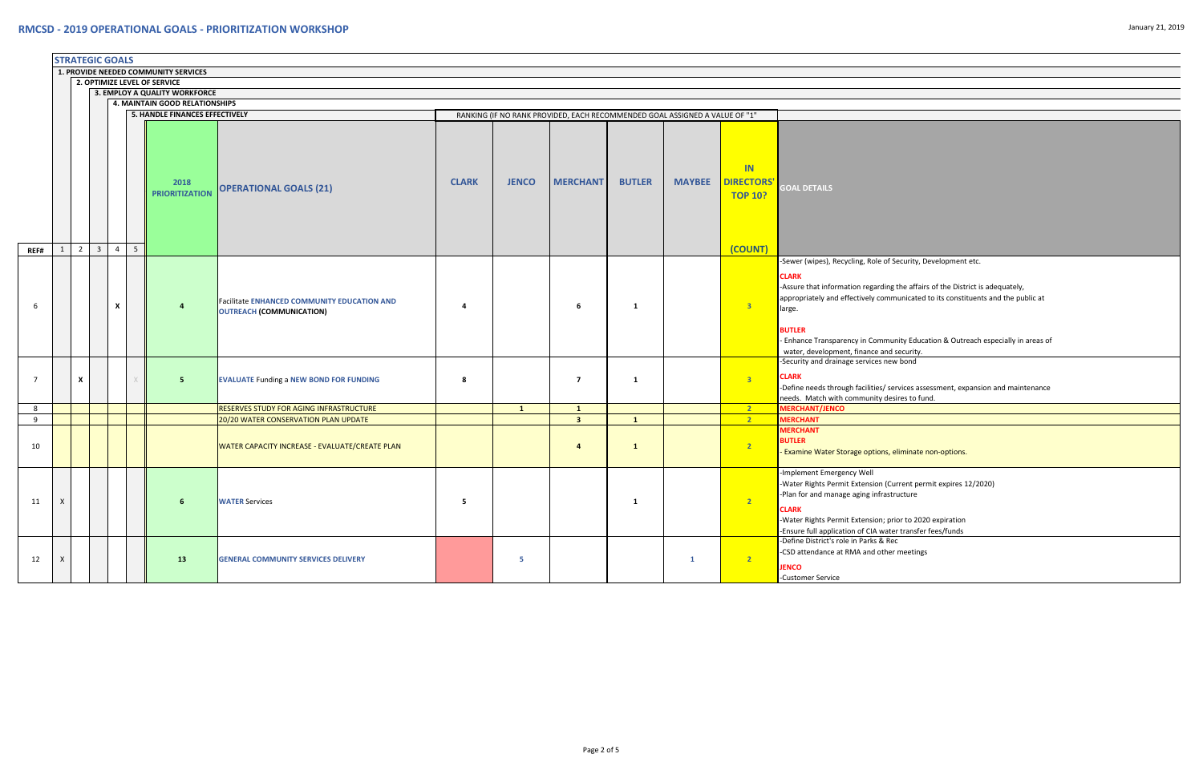# RMCSD - 2019 OPERATIONAL GOALS - PRIORITIZATION WORKSHOP

January 21, 2019

**STRATEGIC GOALS**

1. PROVIDE NEEDED COMMUNITY SERVICES
2. OPTIMIZE LEVEL OF SERVICE
3. EMPLOY A QUALITY WORKFORCE
4. MAINTAIN GOOD RELATIONSHIPS
5. HANDLE FINANCES EFFECTIVELY

RANKING (IF NO RANK PROVIDED, EACH RECOMMENDED GOAL ASSIGNED A VALUE OF "1"

| REF# | 1 | 2 | 3 | 4 | 5 | 2018 PRIORITIZATION | OPERATIONAL GOALS (21) | CLARK | JENCO | MERCHANT | BUTLER | MAYBEE | IN DIRECTORS' TOP 10? (COUNT) | GOAL DETAILS |
|---|---|---|---|---|---|---|---|---|---|---|---|---|---|---|
| 6 | | | | X | | 4 | Facilitate ENHANCED COMMUNITY EDUCATION AND OUTREACH (COMMUNICATION) | 4 | | 6 | 1 | | 3 | -Sewer (wipes), Recycling, Role of Security, Development etc.<br>**CLARK**<br>-Assure that information regarding the affairs of the District is adequately, appropriately and effectively communicated to its constituents and the public at large.<br>**BUTLER**<br>- Enhance Transparency in Community Education & Outreach especially in areas of water, development, finance and security. |
| 7 | | X | | | X | 5 | EVALUATE Funding a NEW BOND FOR FUNDING | 8 | | 7 | 1 | | 3 | -Security and drainage services new bond<br>**CLARK**<br>-Define needs through facilities/ services assessment, expansion and maintenance needs. Match with community desires to fund. |
| 8 | | | | | | | RESERVES STUDY FOR AGING INFRASTRUCTURE | | 1 | 1 | | | 2 | **MERCHANT/JENCO** |
| 9 | | | | | | | 20/20 WATER CONSERVATION PLAN UPDATE | | | 3 | 1 | | 2 | **MERCHANT** |
| 10 | | | | | | | WATER CAPACITY INCREASE - EVALUATE/CREATE PLAN | | | 4 | 1 | | 2 | **MERCHANT**<br>**BUTLER**<br>- Examine Water Storage options, eliminate non-options. |
| 11 | X | | | | | 6 | WATER Services | 5 | | | 1 | | 2 | -Implement Emergency Well<br>-Water Rights Permit Extension (Current permit expires 12/2020)<br>-Plan for and manage aging infrastructure<br>**CLARK**<br>-Water Rights Permit Extension; prior to 2020 expiration<br>-Ensure full application of CIA water transfer fees/funds |
| 12 | X | | | | | 13 | GENERAL COMMUNITY SERVICES DELIVERY | | 5 | | | 1 | 2 | -Define District's role in Parks & Rec<br>-CSD attendance at RMA and other meetings<br>**JENCO**<br>-Customer Service |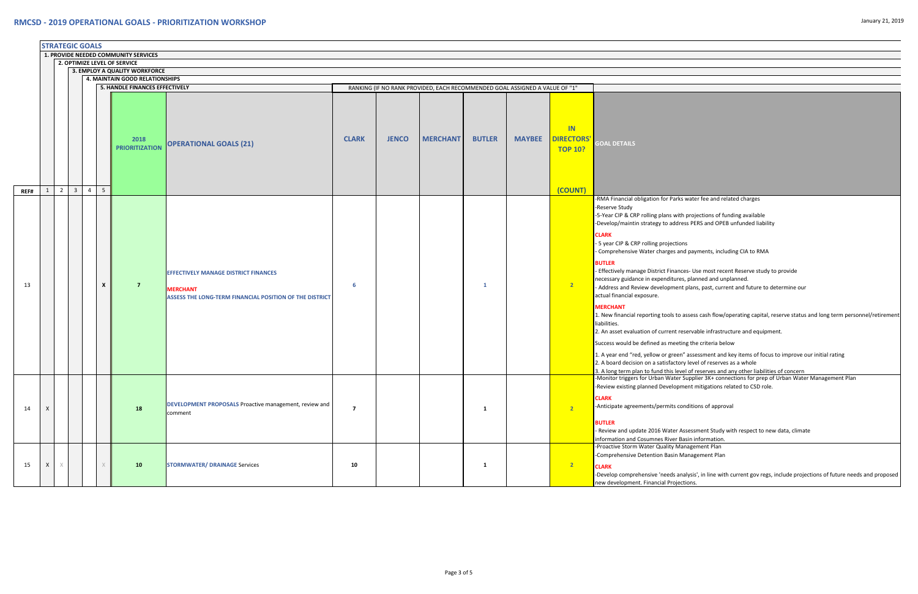# RMCSD - 2019 OPERATIONAL GOALS - PRIORITIZATION WORKSHOP

January 21, 2019

**STRATEGIC GOALS**
1. PROVIDE NEEDED COMMUNITY SERVICES
2. OPTIMIZE LEVEL OF SERVICE
3. EMPLOY A QUALITY WORKFORCE
4. MAINTAIN GOOD RELATIONSHIPS
5. HANDLE FINANCES EFFECTIVELY

RANKING (IF NO RANK PROVIDED, EACH RECOMMENDED GOAL ASSIGNED A VALUE OF "1"

| REF# | 1 | 2 | 3 | 4 | 5 | 2018 PRIORITIZATION | OPERATIONAL GOALS (21) | CLARK | JENCO | MERCHANT | BUTLER | MAYBEE | IN DIRECTORS' TOP 10? (COUNT) | GOAL DETAILS |
|---|---|---|---|---|---|---|---|---|---|---|---|---|---|---|
| 13 | | | | | X | 7 | **EFFECTIVELY MANAGE DISTRICT FINANCES**<br>**MERCHANT**<br>**ASSESS THE LONG-TERM FINANCIAL POSITION OF THE DISTRICT** | 6 | | | 1 | | 2 | -RMA Financial obligation for Parks water fee and related charges<br>-Reserve Study<br>-5-Year CIP & CRP rolling plans with projections of funding available<br>-Develop/maintin strategy to address PERS and OPEB unfunded liability<br>**CLARK**<br>- 5 year CIP & CRP rolling projections<br>- Comprehensive Water charges and payments, including CIA to RMA<br>**BUTLER**<br>- Effectively manage District Finances- Use most recent Reserve study to provide necessary guidance in expenditures, planned and unplanned.<br>- Address and Review development plans, past, current and future to determine our actual financial exposure.<br>**MERCHANT**<br>1. New financial reporting tools to assess cash flow/operating capital, reserve status and long term personnel/retirement liabilities.<br>2. An asset evaluation of current reservable infrastructure and equipment.<br>Success would be defined as meeting the criteria below<br>1. A year end "red, yellow or green" assessment and key items of focus to improve our initial rating<br>2. A board decision on a satisfactory level of reserves as a whole<br>3. A long term plan to fund this level of reserves and any other liabilities of concern |
| 14 | X | | | | | 18 | **DEVELOPMENT PROPOSALS** Proactive management, review and comment | 7 | | | 1 | | 2 | -Monitor triggers for Urban Water Supplier 3K+ connections for prep of Urban Water Management Plan<br>-Review existing planned Development mitigations related to CSD role.<br>**CLARK**<br>-Anticipate agreements/permits conditions of approval<br>**BUTLER**<br>- Review and update 2016 Water Assessment Study with respect to new data, climate information and Cosumnes River Basin information. |
| 15 | X | X | | | X | 10 | **STORMWATER/ DRAINAGE** Services | 10 | | | 1 | | 2 | -Proactive Storm Water Quality Management Plan<br>-Comprehensive Detention Basin Management Plan<br>**CLARK**<br>-Develop comprehensive 'needs analysis', in line with current gov regs, include projections of future needs and proposed new development. Financial Projections. |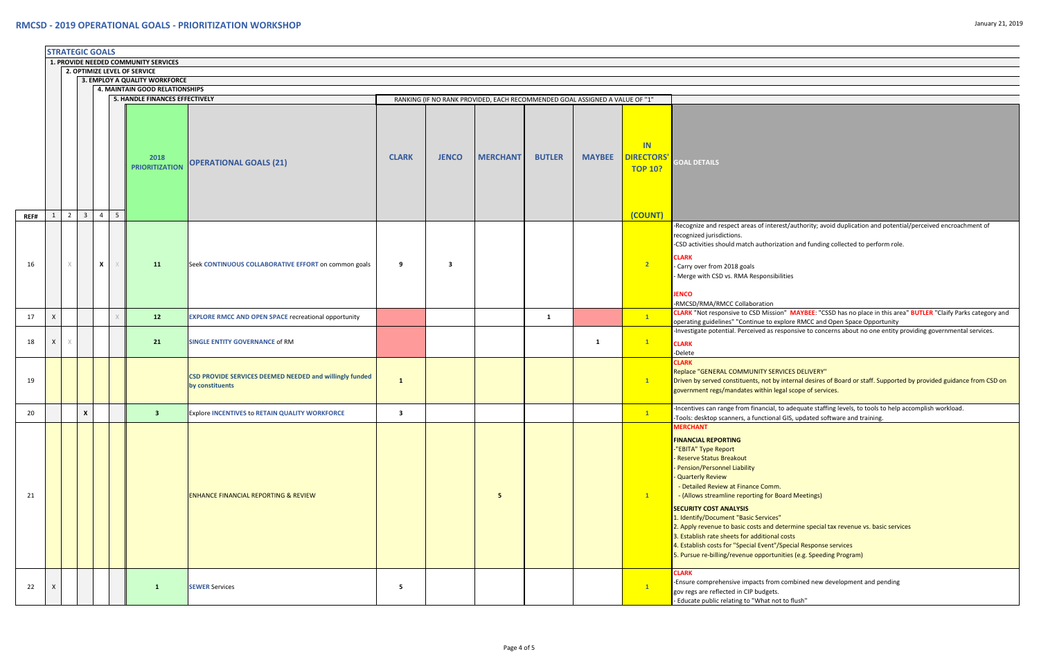# RMCSD - 2019 OPERATIONAL GOALS - PRIORITIZATION WORKSHOP

January 21, 2019

**STRATEGIC GOALS**

1. PROVIDE NEEDED COMMUNITY SERVICES
2. OPTIMIZE LEVEL OF SERVICE
3. EMPLOY A QUALITY WORKFORCE
4. MAINTAIN GOOD RELATIONSHIPS
5. HANDLE FINANCES EFFECTIVELY

RANKING (IF NO RANK PROVIDED, EACH RECOMMENDED GOAL ASSIGNED A VALUE OF "1"

| REF# | 1 | 2 | 3 | 4 | 5 | 2018 PRIORITIZATION | OPERATIONAL GOALS (21) | CLARK | JENCO | MERCHANT | BUTLER | MAYBEE | IN DIRECTORS' TOP 10? (COUNT) | GOAL DETAILS |
|---|---|---|---|---|---|---|---|---|---|---|---|---|---|---|
| 16 | | X | | **X** | X | 11 | Seek **CONTINUOUS COLLABORATIVE EFFORT** on common goals | 9 | 3 | | | | 2 | -Recognize and respect areas of interest/authority; avoid duplication and potential/perceived encroachment of recognized jurisdictions.<br>-CSD activities should match authorization and funding collected to perform role.<br>**CLARK**<br>- Carry over from 2018 goals<br>- Merge with CSD vs. RMA Responsibilities<br>**JENCO**<br>-RMCSD/RMA/RMCC Collaboration |
| 17 | X | | | | X | 12 | **EXPLORE RMCC AND OPEN SPACE** recreational opportunity | | | | 1 | | 1 | **CLARK** "Not responsive to CSD Mission" **MAYBEE**: "CSSD has no place in this area" **BUTLER** "Claify Parks category and operating guidelines" "Continue to explore RMCC and Open Space Opportunity |
| 18 | X | X | | | | 21 | **SINGLE ENTITY GOVERNANCE** of RM | | | | | 1 | 1 | -Investigate potential. Perceived as responsive to concerns about no one entity providing governmental services.<br>**CLARK**<br>-Delete |
| 19 | | | | | | | **CSD PROVIDE SERVICES DEEMED NEEDED and willingly funded by constituents** | 1 | | | | | 1 | **CLARK**<br>Replace "GENERAL COMMUNITY SERVICES DELIVERY"<br>Driven by served constituents, not by internal desires of Board or staff. Supported by provided guidance from CSD on government regs/mandates within legal scope of services. |
| 20 | | | **X** | | | 3 | Explore **INCENTIVES** to **RETAIN QUALITY WORKFORCE** | 3 | | | | | 1 | -Incentives can range from financial, to adequate staffing levels, to tools to help accomplish workload.<br>-Tools: desktop scanners, a functional GIS, updated software and training. |
| 21 | | | | | | | ENHANCE FINANCIAL REPORTING & REVIEW | | | 5 | | | 1 | **MERCHANT**<br>**FINANCIAL REPORTING**<br>-"EBITA" Type Report<br>- Reserve Status Breakout<br>- Pension/Personnel Liability<br>- Quarterly Review<br>- Detailed Review at Finance Comm.<br>- (Allows streamline reporting for Board Meetings)<br>**SECURITY COST ANALYSIS**<br>1. Identify/Document "Basic Services"<br>2. Apply revenue to basic costs and determine special tax revenue vs. basic services<br>3. Establish rate sheets for additional costs<br>4. Establish costs for "Special Event"/Special Response services<br>5. Pursue re-billing/revenue opportunities (e.g. Speeding Program) |
| 22 | X | | | | | 1 | **SEWER** Services | 5 | | | | | 1 | **CLARK**<br>-Ensure comprehensive impacts from combined new development and pending gov regs are reflected in CIP budgets.<br>- Educate public relating to "What not to flush" |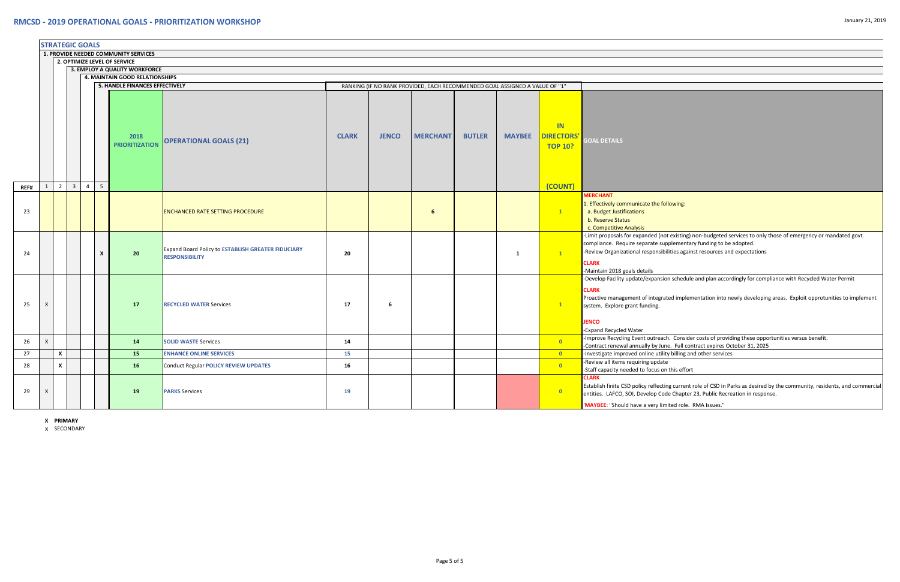# RMCSD - 2019 OPERATIONAL GOALS - PRIORITIZATION WORKSHOP

January 21, 2019

**STRATEGIC GOALS**

1. PROVIDE NEEDED COMMUNITY SERVICES
2. OPTIMIZE LEVEL OF SERVICE
3. EMPLOY A QUALITY WORKFORCE
4. MAINTAIN GOOD RELATIONSHIPS
5. HANDLE FINANCES EFFECTIVELY

RANKING (IF NO RANK PROVIDED, EACH RECOMMENDED GOAL ASSIGNED A VALUE OF "1"

| REF# | 1 | 2 | 3 | 4 | 5 | 2018 PRIORITIZATION | OPERATIONAL GOALS (21) | CLARK | JENCO | MERCHANT | BUTLER | MAYBEE | IN DIRECTORS' TOP 10? (COUNT) | GOAL DETAILS |
|---|---|---|---|---|---|---|---|---|---|---|---|---|---|---|
| 23 | | | | | | | ENCHANCED RATE SETTING PROCEDURE | | | 6 | | | 1 | MERCHANT<br>1. Effectively communicate the following:<br>a. Budget Justifications<br>b. Reserve Status<br>c. Competitive Analysis |
| 24 | | | | | X | 20 | Expand Board Policy to ESTABLISH GREATER FIDUCIARY RESPONSIBILITY | 20 | | | | 1 | 1 | -Limit proposals for expanded (not existing) non-budgeted services to only those of emergency or mandated govt. compliance. Require separate supplementary funding to be adopted.<br>-Review Organizational responsibilities against resources and expectations<br>CLARK<br>-Maintain 2018 goals details |
| 25 | X | | | | | 17 | RECYCLED WATER Services | 17 | 6 | | | | 1 | -Develop Facility update/expansion schedule and plan accordingly for compliance with Recycled Water Permit<br>CLARK<br>Proactive management of integrated implementation into newly developing areas. Exploit opprotunities to implement system. Explore grant funding.<br>JENCO<br>-Expand Recycled Water |
| 26 | X | | | | | 14 | SOLID WASTE Services | 14 | | | | | 0 | -Improve Recycling Event outreach. Consider costs of providing these opportunities versus benefit.<br>-Contract renewal annually by June. Full contract expires October 31, 2025 |
| 27 | | X | | | | 15 | ENHANCE ONLINE SERVICES | 15 | | | | | 0 | -Investigate improved online utility billing and other services |
| 28 | | X | | | | 16 | Conduct Regular POLICY REVIEW UPDATES | 16 | | | | | 0 | -Review all items requiring update<br>-Staff capacity needed to focus on this effort |
| 29 | X | | | | | 19 | PARKS Services | 19 | | | | | 0 | CLARK<br>Establish finite CSD policy reflecting current role of CSD in Parks as desired by the community, residents, and commercial entities. LAFCO, SOI, Develop Code Chapter 23, Public Recreation in response.<br>'MAYBEE: "Should have a very limited role. RMA Issues." |

**X PRIMARY**
X SECONDARY